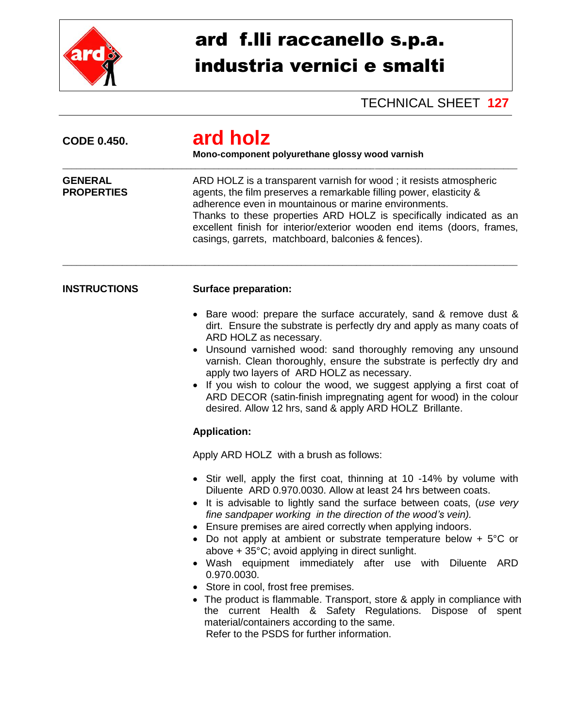# ard f.lli raccanello s.p.a.
# industria vernici e smalti

TECHNICAL SHEET **127**

**CODE 0.450.**

## ard holz

**Mono-component polyurethane glossy wood varnish**

---

**GENERAL PROPERTIES**

ARD HOLZ is a transparent varnish for wood ; it resists atmospheric agents, the film preserves a remarkable filling power, elasticity & adherence even in mountainous or marine environments.
Thanks to these properties ARD HOLZ is specifically indicated as an excellent finish for interior/exterior wooden end items (doors, frames, casings, garrets, matchboard, balconies & fences).

---

**INSTRUCTIONS**

**Surface preparation:**

- Bare wood: prepare the surface accurately, sand & remove dust & dirt. Ensure the substrate is perfectly dry and apply as many coats of ARD HOLZ as necessary.
- Unsound varnished wood: sand thoroughly removing any unsound varnish. Clean thoroughly, ensure the substrate is perfectly dry and apply two layers of ARD HOLZ as necessary.
- If you wish to colour the wood, we suggest applying a first coat of ARD DECOR (satin-finish impregnating agent for wood) in the colour desired. Allow 12 hrs, sand & apply ARD HOLZ Brillante.

**Application:**

Apply ARD HOLZ with a brush as follows:

- Stir well, apply the first coat, thinning at 10 -14% by volume with Diluente ARD 0.970.0030. Allow at least 24 hrs between coats.
- It is advisable to lightly sand the surface between coats, (*use very fine sandpaper working in the direction of the wood's vein).*
- Ensure premises are aired correctly when applying indoors.
- Do not apply at ambient or substrate temperature below + 5°C or above + 35°C; avoid applying in direct sunlight.
- Wash equipment immediately after use with Diluente ARD 0.970.0030.
- Store in cool, frost free premises.
- The product is flammable. Transport, store & apply in compliance with the current Health & Safety Regulations. Dispose of spent material/containers according to the same.
  Refer to the PSDS for further information.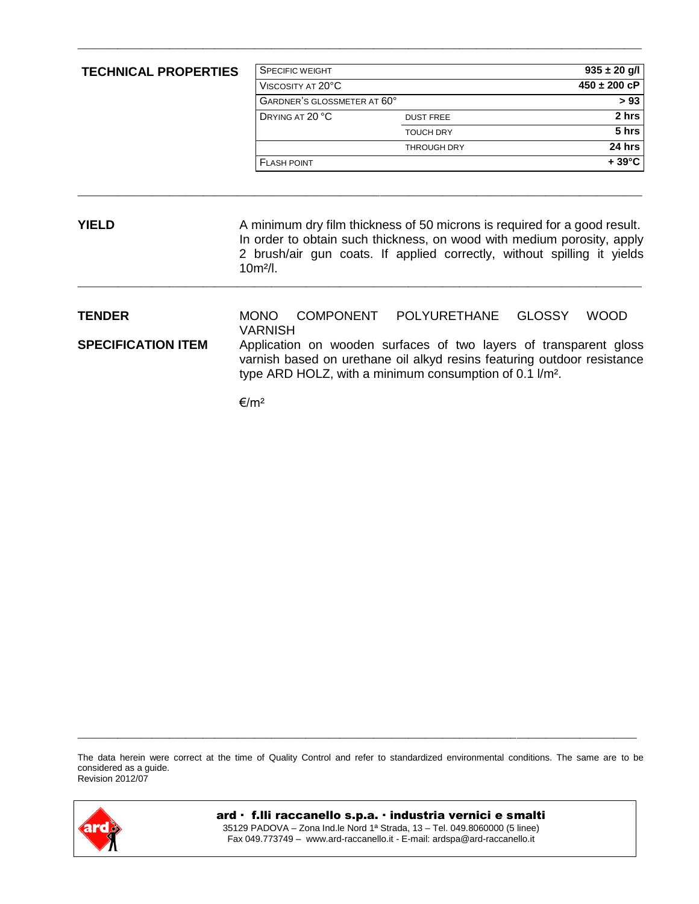## TECHNICAL PROPERTIES

| | | |
|---|---|---|
| SPECIFIC WEIGHT | | **935 ± 20 g/l** |
| VISCOSITY AT 20°C | | **450 ± 200 cP** |
| GARDNER'S GLOSSMETER AT 60° | | **> 93** |
| DRYING AT 20 °C | DUST FREE | **2 hrs** |
| | TOUCH DRY | **5 hrs** |
| | THROUGH DRY | **24 hrs** |
| FLASH POINT | | **+ 39°C** |

**YIELD**

A minimum dry film thickness of 50 microns is required for a good result. In order to obtain such thickness, on wood with medium porosity, apply 2 brush/air gun coats. If applied correctly, without spilling it yields 10m²/l.

**TENDER**

MONO COMPONENT POLYURETHANE GLOSSY WOOD VARNISH

**SPECIFICATION ITEM**

Application on wooden surfaces of two layers of transparent gloss varnish based on urethane oil alkyd resins featuring outdoor resistance type ARD HOLZ, with a minimum consumption of 0.1 l/m².

€/m²

The data herein were correct at the time of Quality Control and refer to standardized environmental conditions. The same are to be considered as a guide.
Revision 2012/07

**ard · f.lli raccanello s.p.a. · industria vernici e smalti**
35129 PADOVA – Zona Ind.le Nord 1ª Strada, 13 – Tel. 049.8060000 (5 linee)
Fax 049.773749 – www.ard-raccanello.it - E-mail: ardspa@ard-raccanello.it